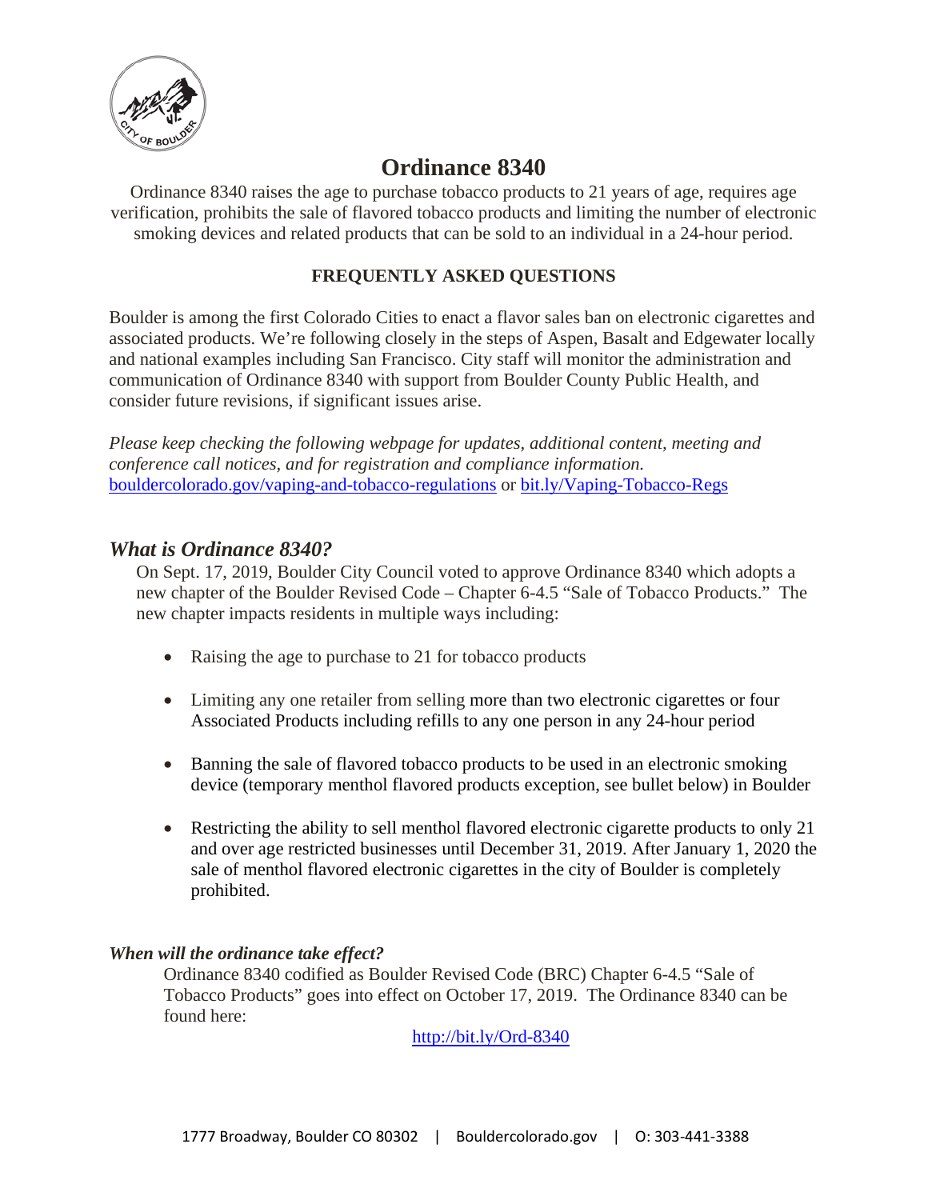# Ordinance 8340

Ordinance 8340 raises the age to purchase tobacco products to 21 years of age, requires age verification, prohibits the sale of flavored tobacco products and limiting the number of electronic smoking devices and related products that can be sold to an individual in a 24-hour period.

## FREQUENTLY ASKED QUESTIONS

Boulder is among the first Colorado Cities to enact a flavor sales ban on electronic cigarettes and associated products. We're following closely in the steps of Aspen, Basalt and Edgewater locally and national examples including San Francisco. City staff will monitor the administration and communication of Ordinance 8340 with support from Boulder County Public Health, and consider future revisions, if significant issues arise.

*Please keep checking the following webpage for updates, additional content, meeting and conference call notices, and for registration and compliance information.*
[bouldercolorado.gov/vaping-and-tobacco-regulations](bouldercolorado.gov/vaping-and-tobacco-regulations) or [bit.ly/Vaping-Tobacco-Regs](bit.ly/Vaping-Tobacco-Regs)

## *What is Ordinance 8340?*

On Sept. 17, 2019, Boulder City Council voted to approve Ordinance 8340 which adopts a new chapter of the Boulder Revised Code – Chapter 6-4.5 "Sale of Tobacco Products." The new chapter impacts residents in multiple ways including:

- Raising the age to purchase to 21 for tobacco products
- Limiting any one retailer from selling more than two electronic cigarettes or four Associated Products including refills to any one person in any 24-hour period
- Banning the sale of flavored tobacco products to be used in an electronic smoking device (temporary menthol flavored products exception, see bullet below) in Boulder
- Restricting the ability to sell menthol flavored electronic cigarette products to only 21 and over age restricted businesses until December 31, 2019. After January 1, 2020 the sale of menthol flavored electronic cigarettes in the city of Boulder is completely prohibited.

### *When will the ordinance take effect?*

Ordinance 8340 codified as Boulder Revised Code (BRC) Chapter 6-4.5 "Sale of Tobacco Products" goes into effect on October 17, 2019. The Ordinance 8340 can be found here:

[http://bit.ly/Ord-8340](http://bit.ly/Ord-8340)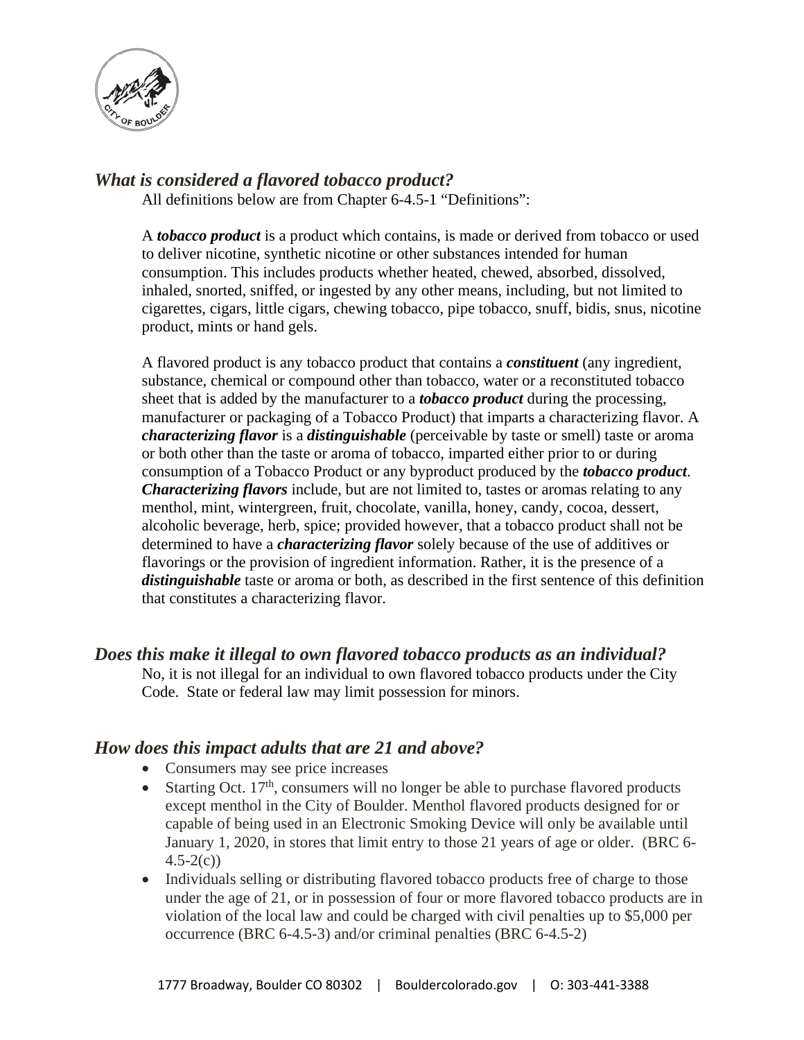## *What is considered a flavored tobacco product?*

All definitions below are from Chapter 6-4.5-1 "Definitions":

A ***tobacco product*** is a product which contains, is made or derived from tobacco or used to deliver nicotine, synthetic nicotine or other substances intended for human consumption. This includes products whether heated, chewed, absorbed, dissolved, inhaled, snorted, sniffed, or ingested by any other means, including, but not limited to cigarettes, cigars, little cigars, chewing tobacco, pipe tobacco, snuff, bidis, snus, nicotine product, mints or hand gels.

A flavored product is any tobacco product that contains a ***constituent*** (any ingredient, substance, chemical or compound other than tobacco, water or a reconstituted tobacco sheet that is added by the manufacturer to a ***tobacco product*** during the processing, manufacturer or packaging of a Tobacco Product) that imparts a characterizing flavor. A ***characterizing flavor*** is a ***distinguishable*** (perceivable by taste or smell) taste or aroma or both other than the taste or aroma of tobacco, imparted either prior to or during consumption of a Tobacco Product or any byproduct produced by the ***tobacco product***. ***Characterizing flavors*** include, but are not limited to, tastes or aromas relating to any menthol, mint, wintergreen, fruit, chocolate, vanilla, honey, candy, cocoa, dessert, alcoholic beverage, herb, spice; provided however, that a tobacco product shall not be determined to have a ***characterizing flavor*** solely because of the use of additives or flavorings or the provision of ingredient information. Rather, it is the presence of a ***distinguishable*** taste or aroma or both, as described in the first sentence of this definition that constitutes a characterizing flavor.

## *Does this make it illegal to own flavored tobacco products as an individual?*

No, it is not illegal for an individual to own flavored tobacco products under the City Code. State or federal law may limit possession for minors.

## *How does this impact adults that are 21 and above?*

- Consumers may see price increases
- Starting Oct. 17th, consumers will no longer be able to purchase flavored products except menthol in the City of Boulder. Menthol flavored products designed for or capable of being used in an Electronic Smoking Device will only be available until January 1, 2020, in stores that limit entry to those 21 years of age or older. (BRC 6-4.5-2(c))
- Individuals selling or distributing flavored tobacco products free of charge to those under the age of 21, or in possession of four or more flavored tobacco products are in violation of the local law and could be charged with civil penalties up to $5,000 per occurrence (BRC 6-4.5-3) and/or criminal penalties (BRC 6-4.5-2)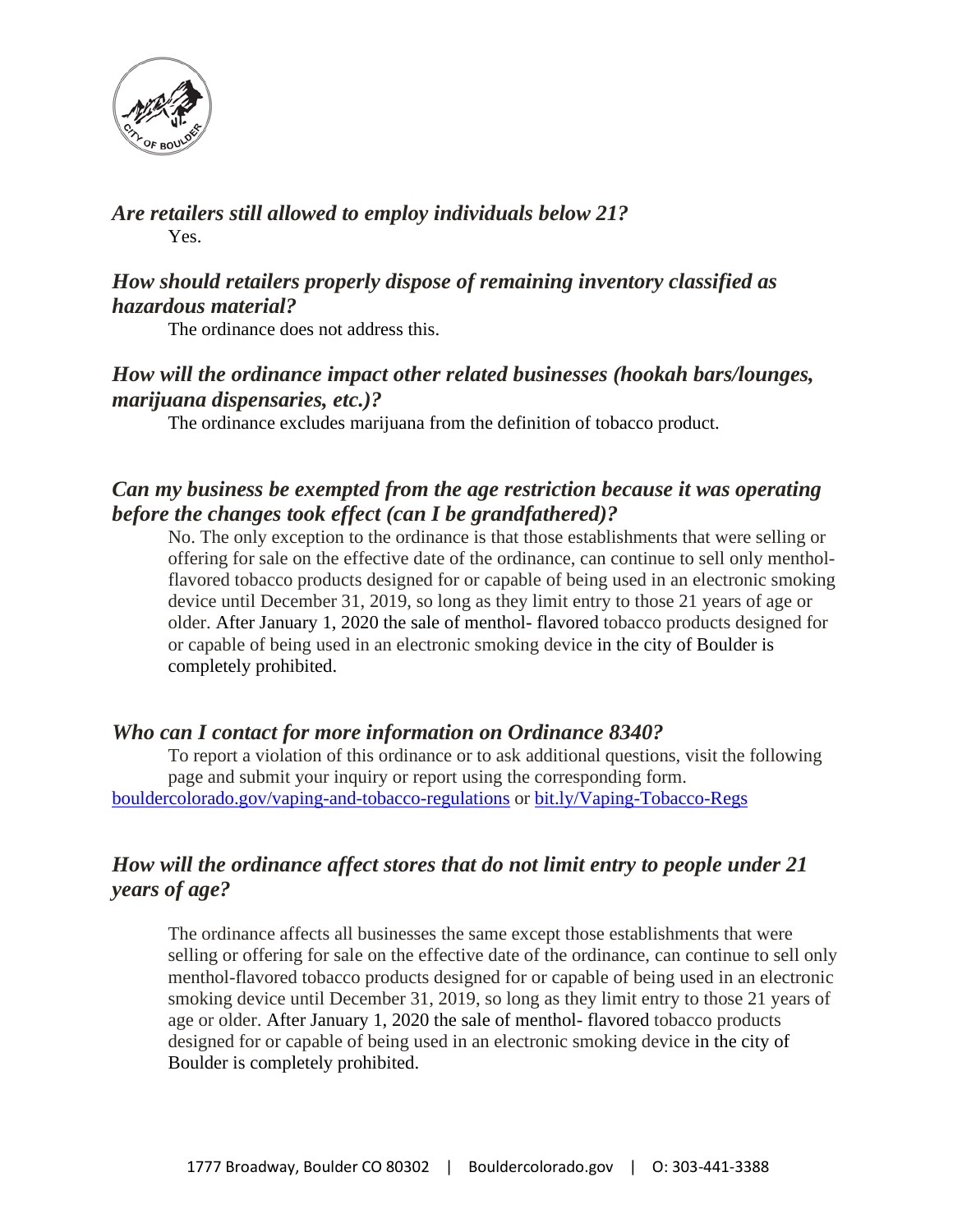### *Are retailers still allowed to employ individuals below 21?*

Yes.

### *How should retailers properly dispose of remaining inventory classified as hazardous material?*

The ordinance does not address this.

### *How will the ordinance impact other related businesses (hookah bars/lounges, marijuana dispensaries, etc.)?*

The ordinance excludes marijuana from the definition of tobacco product.

### *Can my business be exempted from the age restriction because it was operating before the changes took effect (can I be grandfathered)?*

No. The only exception to the ordinance is that those establishments that were selling or offering for sale on the effective date of the ordinance, can continue to sell only menthol-flavored tobacco products designed for or capable of being used in an electronic smoking device until December 31, 2019, so long as they limit entry to those 21 years of age or older. After January 1, 2020 the sale of menthol- flavored tobacco products designed for or capable of being used in an electronic smoking device in the city of Boulder is completely prohibited.

### *Who can I contact for more information on Ordinance 8340?*

To report a violation of this ordinance or to ask additional questions, visit the following page and submit your inquiry or report using the corresponding form.
[bouldercolorado.gov/vaping-and-tobacco-regulations](bouldercolorado.gov/vaping-and-tobacco-regulations) or [bit.ly/Vaping-Tobacco-Regs](bit.ly/Vaping-Tobacco-Regs)

### *How will the ordinance affect stores that do not limit entry to people under 21 years of age?*

The ordinance affects all businesses the same except those establishments that were selling or offering for sale on the effective date of the ordinance, can continue to sell only menthol-flavored tobacco products designed for or capable of being used in an electronic smoking device until December 31, 2019, so long as they limit entry to those 21 years of age or older. After January 1, 2020 the sale of menthol- flavored tobacco products designed for or capable of being used in an electronic smoking device in the city of Boulder is completely prohibited.